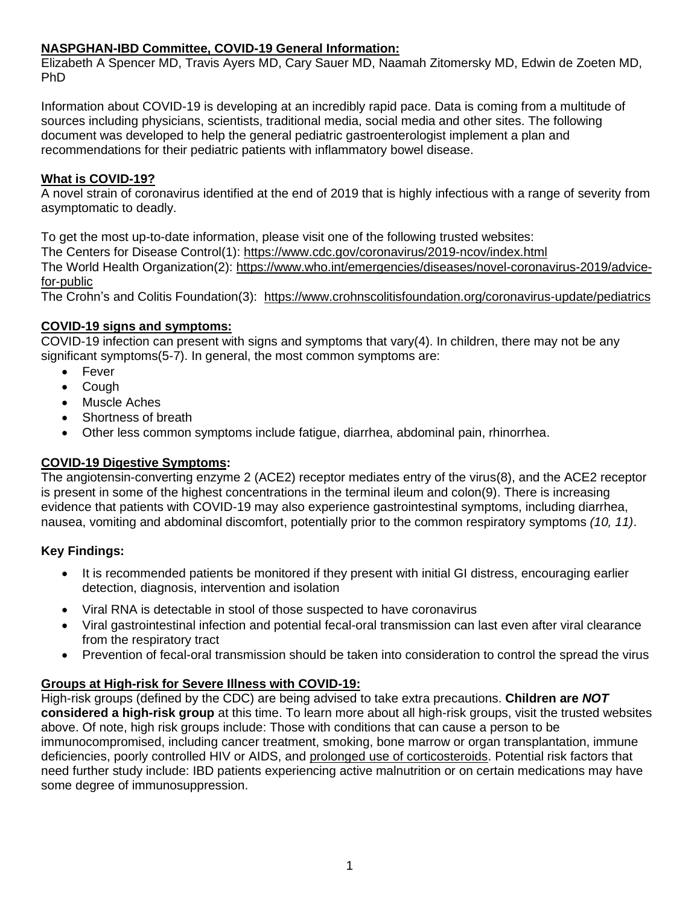## NASPGHAN-IBD Committee, COVID-19 General Information:

Elizabeth A Spencer MD, Travis Ayers MD, Cary Sauer MD, Naamah Zitomersky MD, Edwin de Zoeten MD, PhD

Information about COVID-19 is developing at an incredibly rapid pace. Data is coming from a multitude of sources including physicians, scientists, traditional media, social media and other sites. The following document was developed to help the general pediatric gastroenterologist implement a plan and recommendations for their pediatric patients with inflammatory bowel disease.

### What is COVID-19?

A novel strain of coronavirus identified at the end of 2019 that is highly infectious with a range of severity from asymptomatic to deadly.

To get the most up-to-date information, please visit one of the following trusted websites:
The Centers for Disease Control(1): https://www.cdc.gov/coronavirus/2019-ncov/index.html
The World Health Organization(2): https://www.who.int/emergencies/diseases/novel-coronavirus-2019/advice-for-public
The Crohn's and Colitis Foundation(3): https://www.crohnscolitisfoundation.org/coronavirus-update/pediatrics

### COVID-19 signs and symptoms:

COVID-19 infection can present with signs and symptoms that vary(4). In children, there may not be any significant symptoms(5-7). In general, the most common symptoms are:

- Fever
- Cough
- Muscle Aches
- Shortness of breath
- Other less common symptoms include fatigue, diarrhea, abdominal pain, rhinorrhea.

### COVID-19 Digestive Symptoms:

The angiotensin-converting enzyme 2 (ACE2) receptor mediates entry of the virus(8), and the ACE2 receptor is present in some of the highest concentrations in the terminal ileum and colon(9). There is increasing evidence that patients with COVID-19 may also experience gastrointestinal symptoms, including diarrhea, nausea, vomiting and abdominal discomfort, potentially prior to the common respiratory symptoms *(10, 11)*.

### Key Findings:

- It is recommended patients be monitored if they present with initial GI distress, encouraging earlier detection, diagnosis, intervention and isolation
- Viral RNA is detectable in stool of those suspected to have coronavirus
- Viral gastrointestinal infection and potential fecal-oral transmission can last even after viral clearance from the respiratory tract
- Prevention of fecal-oral transmission should be taken into consideration to control the spread the virus

### Groups at High-risk for Severe Illness with COVID-19:

High-risk groups (defined by the CDC) are being advised to take extra precautions. **Children are *NOT* considered a high-risk group** at this time. To learn more about all high-risk groups, visit the trusted websites above. Of note, high risk groups include: Those with conditions that can cause a person to be immunocompromised, including cancer treatment, smoking, bone marrow or organ transplantation, immune deficiencies, poorly controlled HIV or AIDS, and prolonged use of corticosteroids. Potential risk factors that need further study include: IBD patients experiencing active malnutrition or on certain medications may have some degree of immunosuppression.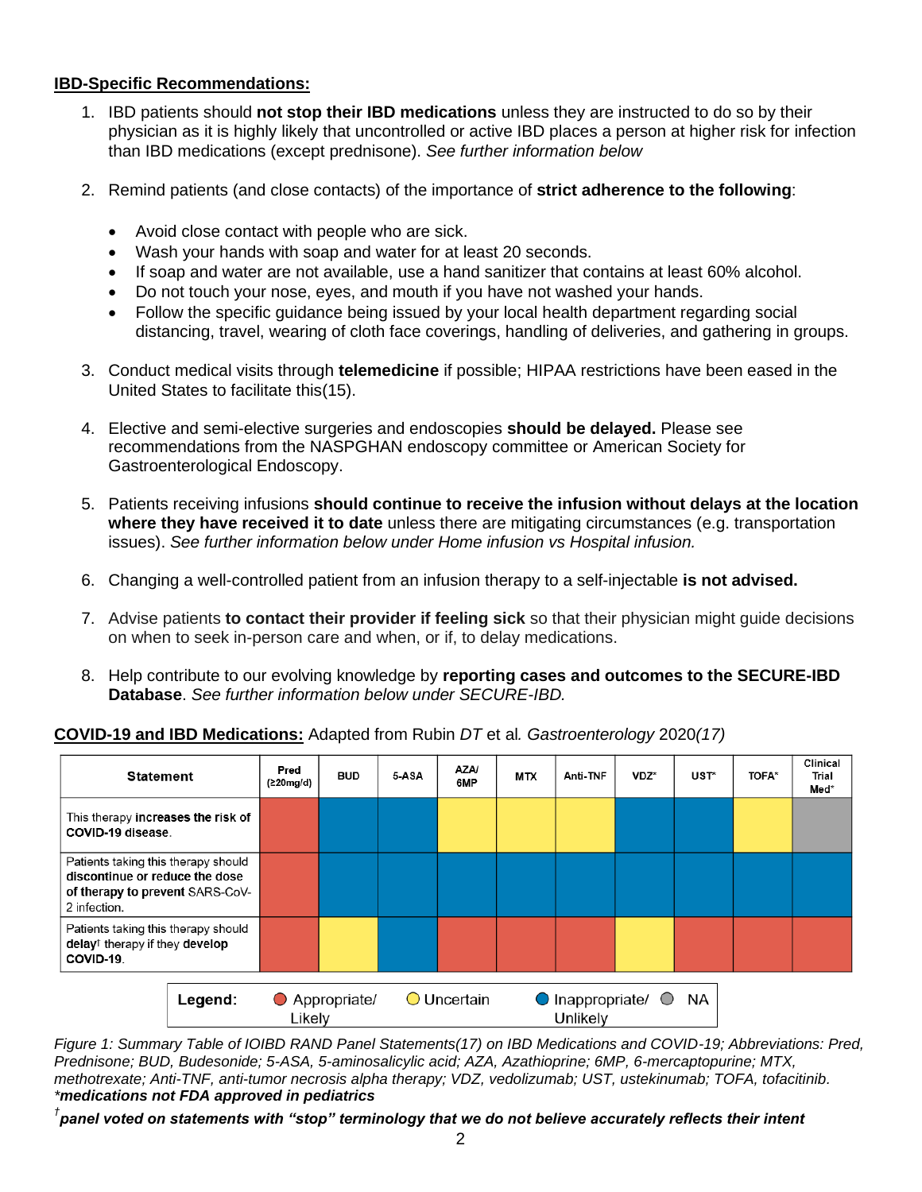**IBD-Specific Recommendations:**

1. IBD patients should **not stop their IBD medications** unless they are instructed to do so by their physician as it is highly likely that uncontrolled or active IBD places a person at higher risk for infection than IBD medications (except prednisone). *See further information below*

2. Remind patients (and close contacts) of the importance of **strict adherence to the following**:

   - Avoid close contact with people who are sick.
   - Wash your hands with soap and water for at least 20 seconds.
   - If soap and water are not available, use a hand sanitizer that contains at least 60% alcohol.
   - Do not touch your nose, eyes, and mouth if you have not washed your hands.
   - Follow the specific guidance being issued by your local health department regarding social distancing, travel, wearing of cloth face coverings, handling of deliveries, and gathering in groups.

3. Conduct medical visits through **telemedicine** if possible; HIPAA restrictions have been eased in the United States to facilitate this(15).

4. Elective and semi-elective surgeries and endoscopies **should be delayed.** Please see recommendations from the NASPGHAN endoscopy committee or American Society for Gastroenterological Endoscopy.

5. Patients receiving infusions **should continue to receive the infusion without delays at the location where they have received it to date** unless there are mitigating circumstances (e.g. transportation issues). *See further information below under Home infusion vs Hospital infusion.*

6. Changing a well-controlled patient from an infusion therapy to a self-injectable **is not advised.**

7. Advise patients **to contact their provider if feeling sick** so that their physician might guide decisions on when to seek in-person care and when, or if, to delay medications.

8. Help contribute to our evolving knowledge by **reporting cases and outcomes to the SECURE-IBD Database**. *See further information below under SECURE-IBD.*

**COVID-19 and IBD Medications:** Adapted from Rubin *DT* et al*. Gastroenterology* 2020*(17)*

| Statement | Pred (≥20mg/d) | BUD | 5-ASA | AZA/6MP | MTX | Anti-TNF | VDZ* | UST* | TOFA* | Clinical Trial Med* |
|---|---|---|---|---|---|---|---|---|---|---|
| This therapy **increases the risk of COVID-19 disease**. | Appropriate/Likely | Inappropriate/Unlikely | Inappropriate/Unlikely | Uncertain | Uncertain | Uncertain | Inappropriate/Unlikely | Inappropriate/Unlikely | Uncertain | NA |
| Patients taking this therapy should **discontinue or reduce the dose of therapy to prevent** SARS-CoV-2 infection. | Appropriate/Likely | Inappropriate/Unlikely | Inappropriate/Unlikely | Inappropriate/Unlikely | Inappropriate/Unlikely | Inappropriate/Unlikely | Inappropriate/Unlikely | Inappropriate/Unlikely | Inappropriate/Unlikely | Inappropriate/Unlikely |
| Patients taking this therapy should **delay**[†] therapy if they **develop COVID-19**. | Appropriate/Likely | Uncertain | Inappropriate/Unlikely | Appropriate/Likely | Appropriate/Likely | Appropriate/Likely | Uncertain | Appropriate/Likely | Appropriate/Likely | Appropriate/Likely |

**Legend:** Appropriate/Likely (red); Uncertain (yellow); Inappropriate/Unlikely (blue); NA (gray)

*Figure 1: Summary Table of IOIBD RAND Panel Statements(17) on IBD Medications and COVID-19; Abbreviations: Pred, Prednisone; BUD, Budesonide; 5-ASA, 5-aminosalicylic acid; AZA, Azathioprine; 6MP, 6-mercaptopurine; MTX, methotrexate; Anti-TNF, anti-tumor necrosis alpha therapy; VDZ, vedolizumab; UST, ustekinumab; TOFA, tofacitinib.*
***medications not FDA approved in pediatrics***

[†] ***panel voted on statements with "stop" terminology that we do not believe accurately reflects their intent***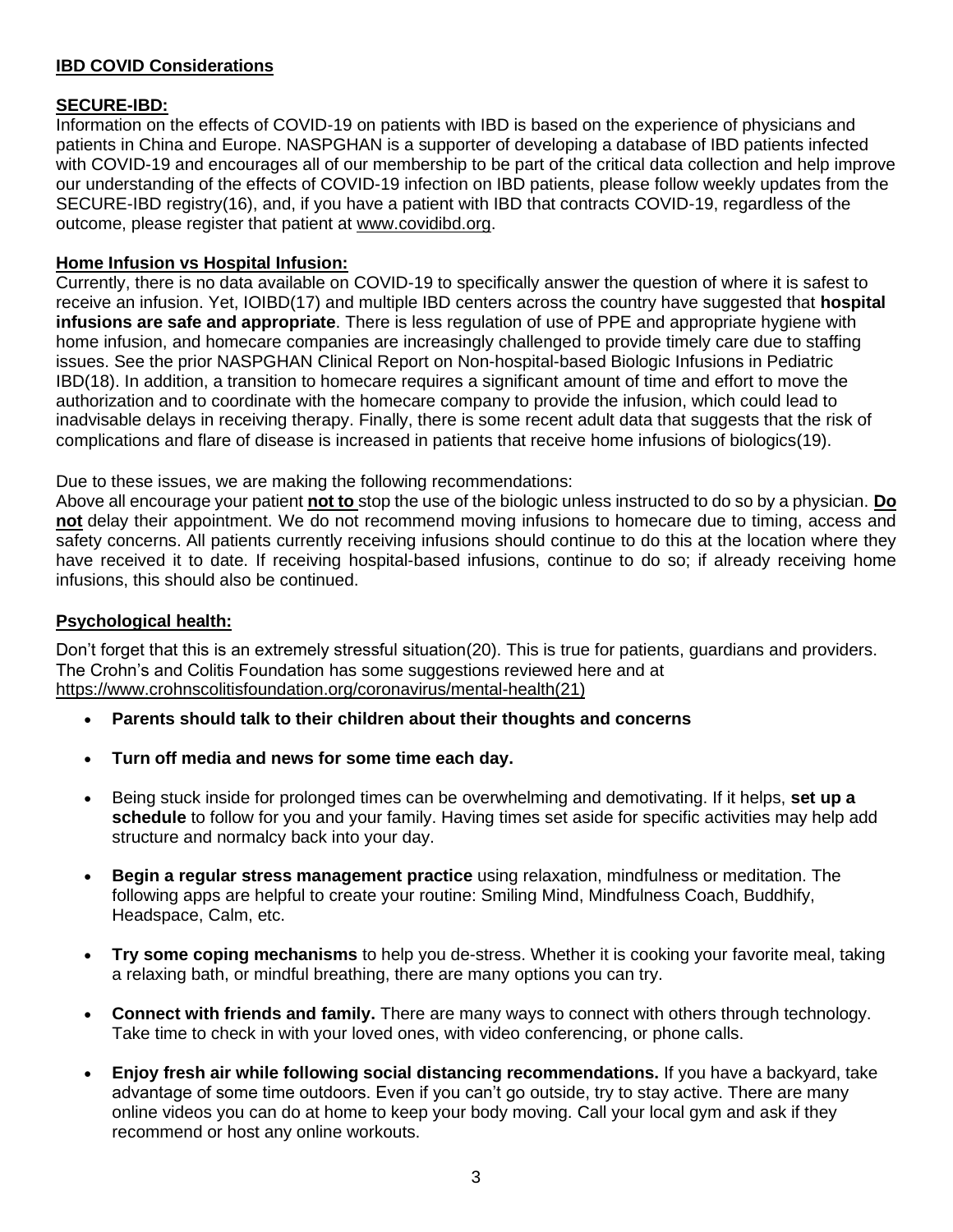## IBD COVID Considerations

### SECURE-IBD:

Information on the effects of COVID-19 on patients with IBD is based on the experience of physicians and patients in China and Europe. NASPGHAN is a supporter of developing a database of IBD patients infected with COVID-19 and encourages all of our membership to be part of the critical data collection and help improve our understanding of the effects of COVID-19 infection on IBD patients, please follow weekly updates from the SECURE-IBD registry(16), and, if you have a patient with IBD that contracts COVID-19, regardless of the outcome, please register that patient at www.covidibd.org.

### Home Infusion vs Hospital Infusion:

Currently, there is no data available on COVID-19 to specifically answer the question of where it is safest to receive an infusion. Yet, IOIBD(17) and multiple IBD centers across the country have suggested that **hospital infusions are safe and appropriate**. There is less regulation of use of PPE and appropriate hygiene with home infusion, and homecare companies are increasingly challenged to provide timely care due to staffing issues. See the prior NASPGHAN Clinical Report on Non-hospital-based Biologic Infusions in Pediatric IBD(18). In addition, a transition to homecare requires a significant amount of time and effort to move the authorization and to coordinate with the homecare company to provide the infusion, which could lead to inadvisable delays in receiving therapy. Finally, there is some recent adult data that suggests that the risk of complications and flare of disease is increased in patients that receive home infusions of biologics(19).

Due to these issues, we are making the following recommendations:

Above all encourage your patient **not to** stop the use of the biologic unless instructed to do so by a physician. **Do not** delay their appointment. We do not recommend moving infusions to homecare due to timing, access and safety concerns. All patients currently receiving infusions should continue to do this at the location where they have received it to date. If receiving hospital-based infusions, continue to do so; if already receiving home infusions, this should also be continued.

### Psychological health:

Don't forget that this is an extremely stressful situation(20). This is true for patients, guardians and providers. The Crohn's and Colitis Foundation has some suggestions reviewed here and at https://www.crohnscolitisfoundation.org/coronavirus/mental-health(21)

- **Parents should talk to their children about their thoughts and concerns**
- **Turn off media and news for some time each day.**
- Being stuck inside for prolonged times can be overwhelming and demotivating. If it helps, **set up a schedule** to follow for you and your family. Having times set aside for specific activities may help add structure and normalcy back into your day.
- **Begin a regular stress management practice** using relaxation, mindfulness or meditation. The following apps are helpful to create your routine: Smiling Mind, Mindfulness Coach, Buddhify, Headspace, Calm, etc.
- **Try some coping mechanisms** to help you de-stress. Whether it is cooking your favorite meal, taking a relaxing bath, or mindful breathing, there are many options you can try.
- **Connect with friends and family.** There are many ways to connect with others through technology. Take time to check in with your loved ones, with video conferencing, or phone calls.
- **Enjoy fresh air while following social distancing recommendations.** If you have a backyard, take advantage of some time outdoors. Even if you can't go outside, try to stay active. There are many online videos you can do at home to keep your body moving. Call your local gym and ask if they recommend or host any online workouts.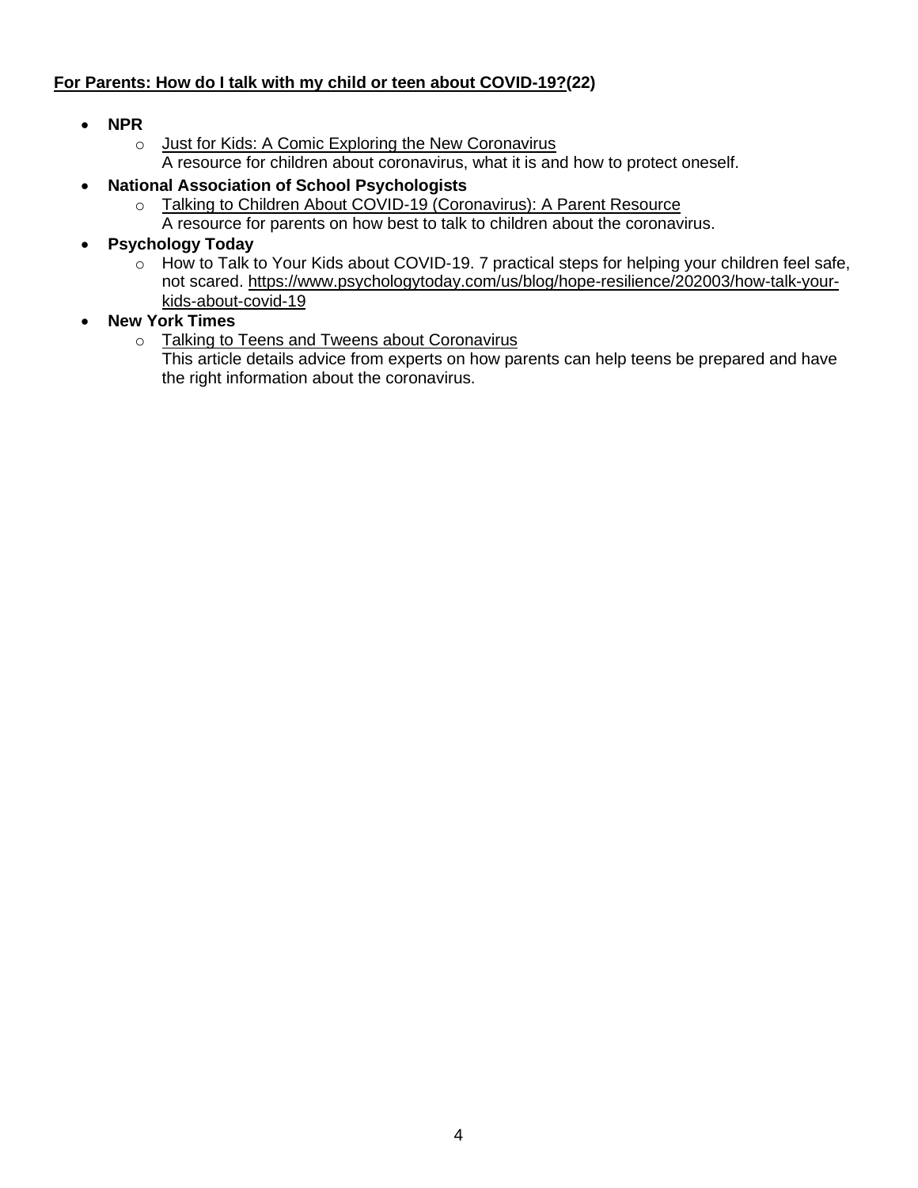**For Parents: How do I talk with my child or teen about COVID-19?(22)**

- **NPR**
  - Just for Kids: A Comic Exploring the New Coronavirus
    A resource for children about coronavirus, what it is and how to protect oneself.
- **National Association of School Psychologists**
  - Talking to Children About COVID-19 (Coronavirus): A Parent Resource
    A resource for parents on how best to talk to children about the coronavirus.
- **Psychology Today**
  - How to Talk to Your Kids about COVID-19. 7 practical steps for helping your children feel safe, not scared. https://www.psychologytoday.com/us/blog/hope-resilience/202003/how-talk-your-kids-about-covid-19
- **New York Times**
  - Talking to Teens and Tweens about Coronavirus
    This article details advice from experts on how parents can help teens be prepared and have the right information about the coronavirus.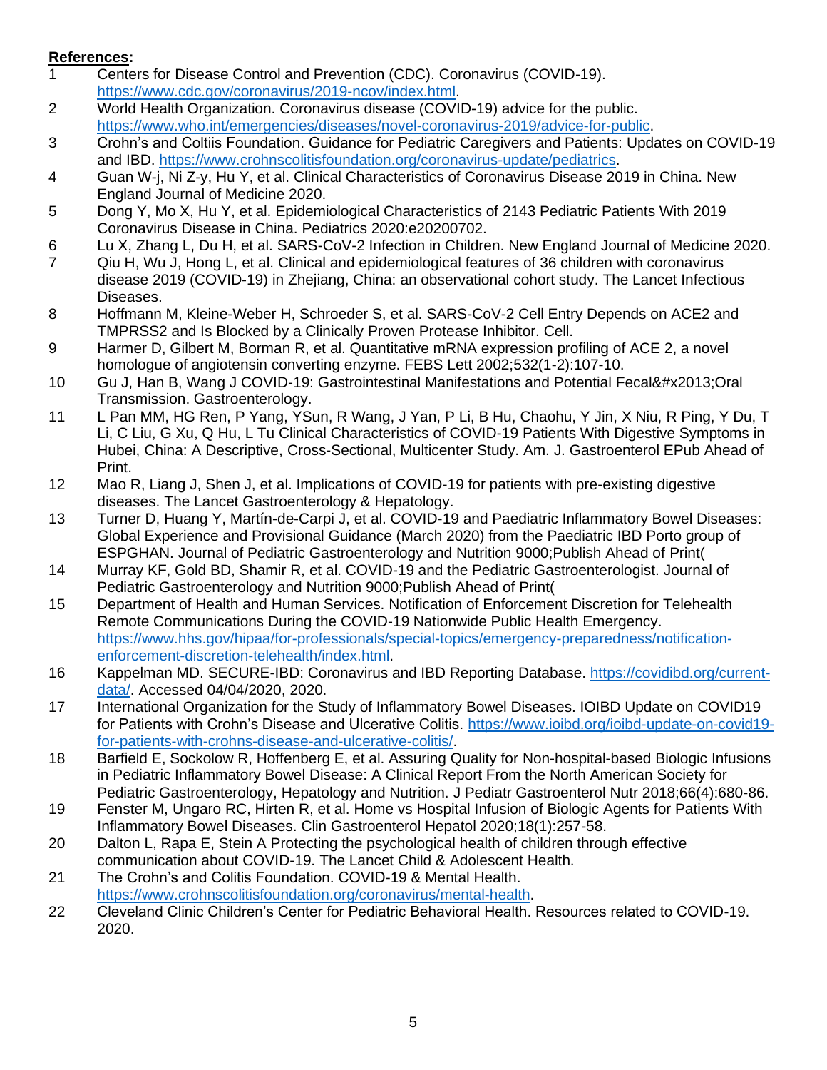**References:**

1. Centers for Disease Control and Prevention (CDC). Coronavirus (COVID-19). https://www.cdc.gov/coronavirus/2019-ncov/index.html.
2. World Health Organization. Coronavirus disease (COVID-19) advice for the public. https://www.who.int/emergencies/diseases/novel-coronavirus-2019/advice-for-public.
3. Crohn's and Coltiis Foundation. Guidance for Pediatric Caregivers and Patients: Updates on COVID-19 and IBD. https://www.crohnscolitisfoundation.org/coronavirus-update/pediatrics.
4. Guan W-j, Ni Z-y, Hu Y, et al. Clinical Characteristics of Coronavirus Disease 2019 in China. New England Journal of Medicine 2020.
5. Dong Y, Mo X, Hu Y, et al. Epidemiological Characteristics of 2143 Pediatric Patients With 2019 Coronavirus Disease in China. Pediatrics 2020:e20200702.
6. Lu X, Zhang L, Du H, et al. SARS-CoV-2 Infection in Children. New England Journal of Medicine 2020.
7. Qiu H, Wu J, Hong L, et al. Clinical and epidemiological features of 36 children with coronavirus disease 2019 (COVID-19) in Zhejiang, China: an observational cohort study. The Lancet Infectious Diseases.
8. Hoffmann M, Kleine-Weber H, Schroeder S, et al. SARS-CoV-2 Cell Entry Depends on ACE2 and TMPRSS2 and Is Blocked by a Clinically Proven Protease Inhibitor. Cell.
9. Harmer D, Gilbert M, Borman R, et al. Quantitative mRNA expression profiling of ACE 2, a novel homologue of angiotensin converting enzyme. FEBS Lett 2002;532(1-2):107-10.
10. Gu J, Han B, Wang J COVID-19: Gastrointestinal Manifestations and Potential Fecal&#x2013;Oral Transmission. Gastroenterology.
11. L Pan MM, HG Ren, P Yang, YSun, R Wang, J Yan, P Li, B Hu, Chaohu, Y Jin, X Niu, R Ping, Y Du, T Li, C Liu, G Xu, Q Hu, L Tu Clinical Characteristics of COVID-19 Patients With Digestive Symptoms in Hubei, China: A Descriptive, Cross-Sectional, Multicenter Study. Am. J. Gastroenterol EPub Ahead of Print.
12. Mao R, Liang J, Shen J, et al. Implications of COVID-19 for patients with pre-existing digestive diseases. The Lancet Gastroenterology & Hepatology.
13. Turner D, Huang Y, Martín-de-Carpi J, et al. COVID-19 and Paediatric Inflammatory Bowel Diseases: Global Experience and Provisional Guidance (March 2020) from the Paediatric IBD Porto group of ESPGHAN. Journal of Pediatric Gastroenterology and Nutrition 9000;Publish Ahead of Print(
14. Murray KF, Gold BD, Shamir R, et al. COVID-19 and the Pediatric Gastroenterologist. Journal of Pediatric Gastroenterology and Nutrition 9000;Publish Ahead of Print(
15. Department of Health and Human Services. Notification of Enforcement Discretion for Telehealth Remote Communications During the COVID-19 Nationwide Public Health Emergency. https://www.hhs.gov/hipaa/for-professionals/special-topics/emergency-preparedness/notification-enforcement-discretion-telehealth/index.html.
16. Kappelman MD. SECURE-IBD: Coronavirus and IBD Reporting Database. https://covidibd.org/current-data/. Accessed 04/04/2020, 2020.
17. International Organization for the Study of Inflammatory Bowel Diseases. IOIBD Update on COVID19 for Patients with Crohn's Disease and Ulcerative Colitis. https://www.ioibd.org/ioibd-update-on-covid19-for-patients-with-crohns-disease-and-ulcerative-colitis/.
18. Barfield E, Sockolow R, Hoffenberg E, et al. Assuring Quality for Non-hospital-based Biologic Infusions in Pediatric Inflammatory Bowel Disease: A Clinical Report From the North American Society for Pediatric Gastroenterology, Hepatology and Nutrition. J Pediatr Gastroenterol Nutr 2018;66(4):680-86.
19. Fenster M, Ungaro RC, Hirten R, et al. Home vs Hospital Infusion of Biologic Agents for Patients With Inflammatory Bowel Diseases. Clin Gastroenterol Hepatol 2020;18(1):257-58.
20. Dalton L, Rapa E, Stein A Protecting the psychological health of children through effective communication about COVID-19. The Lancet Child & Adolescent Health.
21. The Crohn's and Colitis Foundation. COVID-19 & Mental Health. https://www.crohnscolitisfoundation.org/coronavirus/mental-health.
22. Cleveland Clinic Children's Center for Pediatric Behavioral Health. Resources related to COVID-19. 2020.